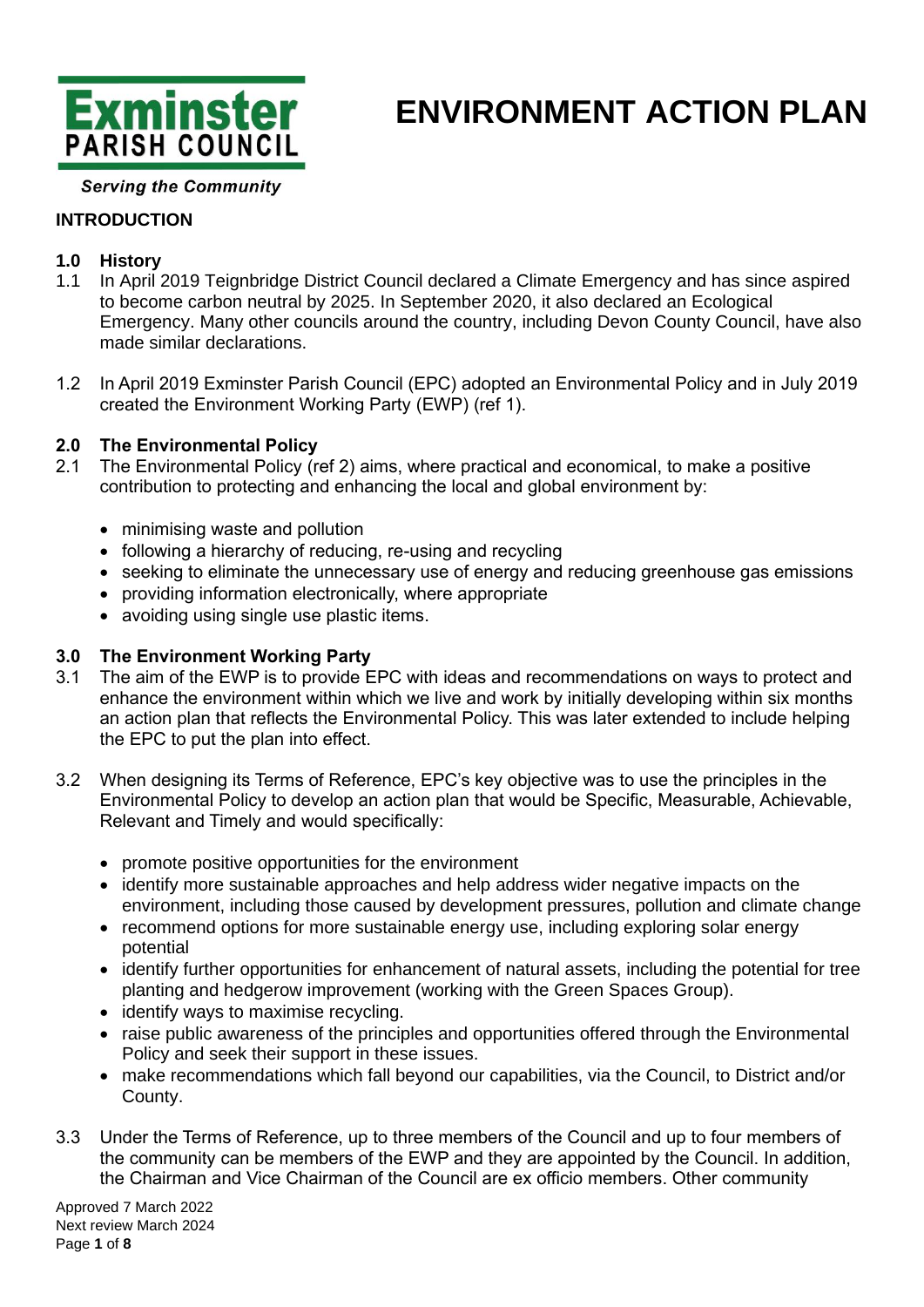Exminster PARISH COUNCIL

*Serving the Community*

# ENVIRONMENT ACTION PLAN

## INTRODUCTION

### 1.0 History

1.1 In April 2019 Teignbridge District Council declared a Climate Emergency and has since aspired to become carbon neutral by 2025. In September 2020, it also declared an Ecological Emergency. Many other councils around the country, including Devon County Council, have also made similar declarations.

1.2 In April 2019 Exminster Parish Council (EPC) adopted an Environmental Policy and in July 2019 created the Environment Working Party (EWP) (ref 1).

### 2.0 The Environmental Policy

2.1 The Environmental Policy (ref 2) aims, where practical and economical, to make a positive contribution to protecting and enhancing the local and global environment by:

- minimising waste and pollution
- following a hierarchy of reducing, re-using and recycling
- seeking to eliminate the unnecessary use of energy and reducing greenhouse gas emissions
- providing information electronically, where appropriate
- avoiding using single use plastic items.

### 3.0 The Environment Working Party

3.1 The aim of the EWP is to provide EPC with ideas and recommendations on ways to protect and enhance the environment within which we live and work by initially developing within six months an action plan that reflects the Environmental Policy. This was later extended to include helping the EPC to put the plan into effect.

3.2 When designing its Terms of Reference, EPC's key objective was to use the principles in the Environmental Policy to develop an action plan that would be Specific, Measurable, Achievable, Relevant and Timely and would specifically:

- promote positive opportunities for the environment
- identify more sustainable approaches and help address wider negative impacts on the environment, including those caused by development pressures, pollution and climate change
- recommend options for more sustainable energy use, including exploring solar energy potential
- identify further opportunities for enhancement of natural assets, including the potential for tree planting and hedgerow improvement (working with the Green Spaces Group).
- identify ways to maximise recycling.
- raise public awareness of the principles and opportunities offered through the Environmental Policy and seek their support in these issues.
- make recommendations which fall beyond our capabilities, via the Council, to District and/or County.

3.3 Under the Terms of Reference, up to three members of the Council and up to four members of the community can be members of the EWP and they are appointed by the Council. In addition, the Chairman and Vice Chairman of the Council are ex officio members. Other community

Approved 7 March 2022
Next review March 2024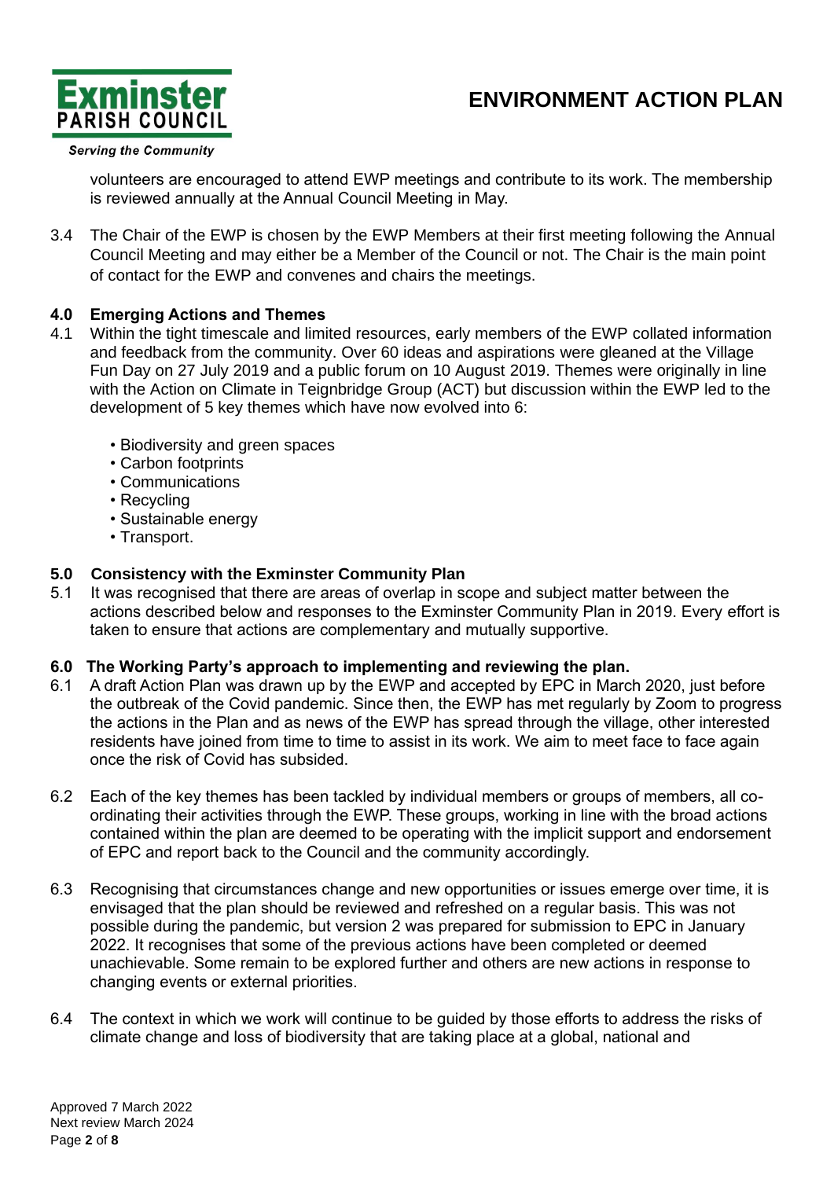volunteers are encouraged to attend EWP meetings and contribute to its work. The membership is reviewed annually at the Annual Council Meeting in May.

3.4 The Chair of the EWP is chosen by the EWP Members at their first meeting following the Annual Council Meeting and may either be a Member of the Council or not. The Chair is the main point of contact for the EWP and convenes and chairs the meetings.

## 4.0 Emerging Actions and Themes

4.1 Within the tight timescale and limited resources, early members of the EWP collated information and feedback from the community. Over 60 ideas and aspirations were gleaned at the Village Fun Day on 27 July 2019 and a public forum on 10 August 2019. Themes were originally in line with the Action on Climate in Teignbridge Group (ACT) but discussion within the EWP led to the development of 5 key themes which have now evolved into 6:

- Biodiversity and green spaces
- Carbon footprints
- Communications
- Recycling
- Sustainable energy
- Transport.

## 5.0 Consistency with the Exminster Community Plan

5.1 It was recognised that there are areas of overlap in scope and subject matter between the actions described below and responses to the Exminster Community Plan in 2019. Every effort is taken to ensure that actions are complementary and mutually supportive.

## 6.0 The Working Party's approach to implementing and reviewing the plan.

6.1 A draft Action Plan was drawn up by the EWP and accepted by EPC in March 2020, just before the outbreak of the Covid pandemic. Since then, the EWP has met regularly by Zoom to progress the actions in the Plan and as news of the EWP has spread through the village, other interested residents have joined from time to time to assist in its work. We aim to meet face to face again once the risk of Covid has subsided.

6.2 Each of the key themes has been tackled by individual members or groups of members, all co-ordinating their activities through the EWP. These groups, working in line with the broad actions contained within the plan are deemed to be operating with the implicit support and endorsement of EPC and report back to the Council and the community accordingly.

6.3 Recognising that circumstances change and new opportunities or issues emerge over time, it is envisaged that the plan should be reviewed and refreshed on a regular basis. This was not possible during the pandemic, but version 2 was prepared for submission to EPC in January 2022. It recognises that some of the previous actions have been completed or deemed unachievable. Some remain to be explored further and others are new actions in response to changing events or external priorities.

6.4 The context in which we work will continue to be guided by those efforts to address the risks of climate change and loss of biodiversity that are taking place at a global, national and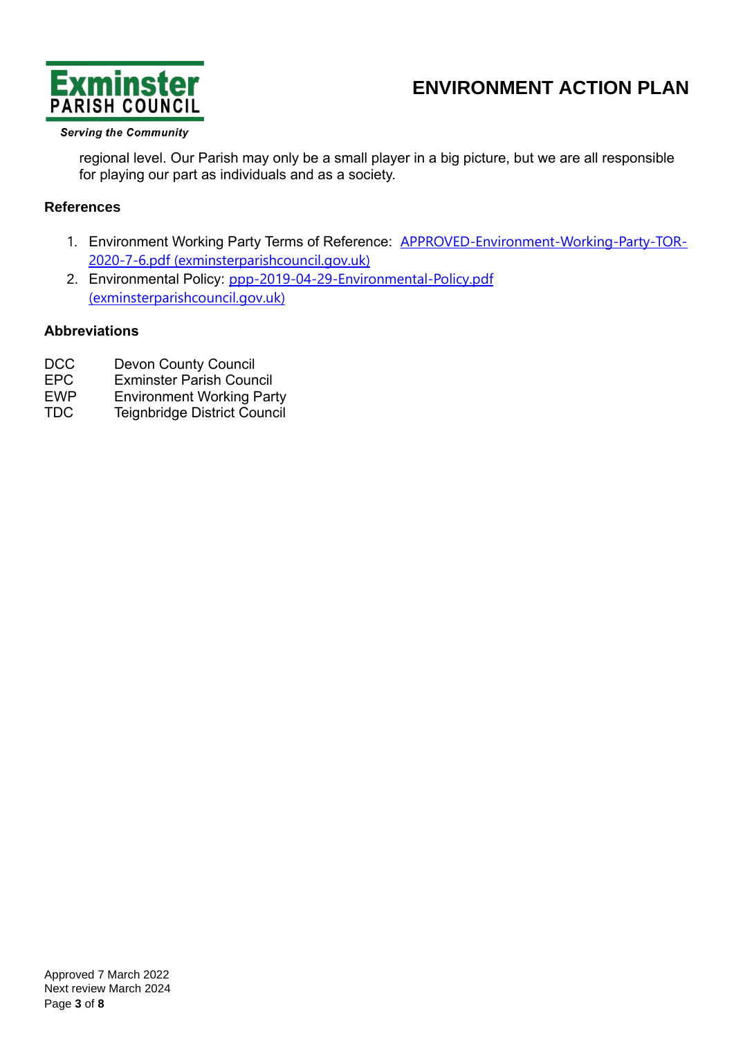regional level. Our Parish may only be a small player in a big picture, but we are all responsible for playing our part as individuals and as a society.

**References**

1. Environment Working Party Terms of Reference: [APPROVED-Environment-Working-Party-TOR-2020-7-6.pdf (exminsterparishcouncil.gov.uk)]
2. Environmental Policy: [ppp-2019-04-29-Environmental-Policy.pdf (exminsterparishcouncil.gov.uk)]

**Abbreviations**

| | |
|---|---|
| DCC | Devon County Council |
| EPC | Exminster Parish Council |
| EWP | Environment Working Party |
| TDC | Teignbridge District Council |

Approved 7 March 2022
Next review March 2024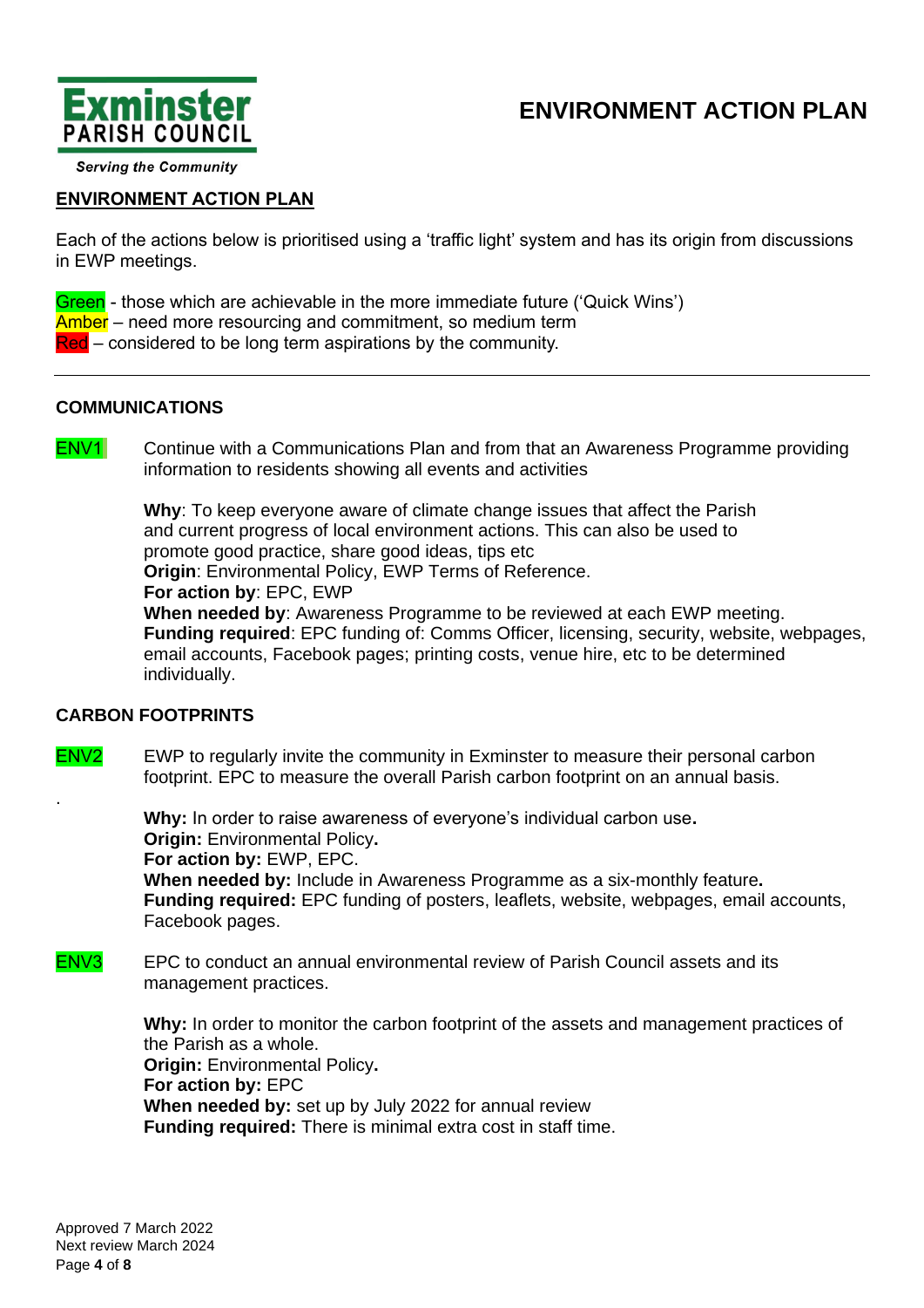# ENVIRONMENT ACTION PLAN

## ENVIRONMENT ACTION PLAN

Each of the actions below is prioritised using a 'traffic light' system and has its origin from discussions in EWP meetings.

Green - those which are achievable in the more immediate future ('Quick Wins')
Amber – need more resourcing and commitment, so medium term
Red – considered to be long term aspirations by the community.

---

### COMMUNICATIONS

**ENV1** Continue with a Communications Plan and from that an Awareness Programme providing information to residents showing all events and activities

**Why**: To keep everyone aware of climate change issues that affect the Parish and current progress of local environment actions. This can also be used to promote good practice, share good ideas, tips etc
**Origin**: Environmental Policy, EWP Terms of Reference.
**For action by**: EPC, EWP
**When needed by**: Awareness Programme to be reviewed at each EWP meeting.
**Funding required**: EPC funding of: Comms Officer, licensing, security, website, webpages, email accounts, Facebook pages; printing costs, venue hire, etc to be determined individually.

### CARBON FOOTPRINTS

**ENV2** EWP to regularly invite the community in Exminster to measure their personal carbon footprint. EPC to measure the overall Parish carbon footprint on an annual basis.

**Why:** In order to raise awareness of everyone's individual carbon use.
**Origin:** Environmental Policy.
**For action by:** EWP, EPC.
**When needed by:** Include in Awareness Programme as a six-monthly feature.
**Funding required:** EPC funding of posters, leaflets, website, webpages, email accounts, Facebook pages.

**ENV3** EPC to conduct an annual environmental review of Parish Council assets and its management practices.

**Why:** In order to monitor the carbon footprint of the assets and management practices of the Parish as a whole.
**Origin:** Environmental Policy.
**For action by:** EPC
**When needed by:** set up by July 2022 for annual review
**Funding required:** There is minimal extra cost in staff time.

Approved 7 March 2022
Next review March 2024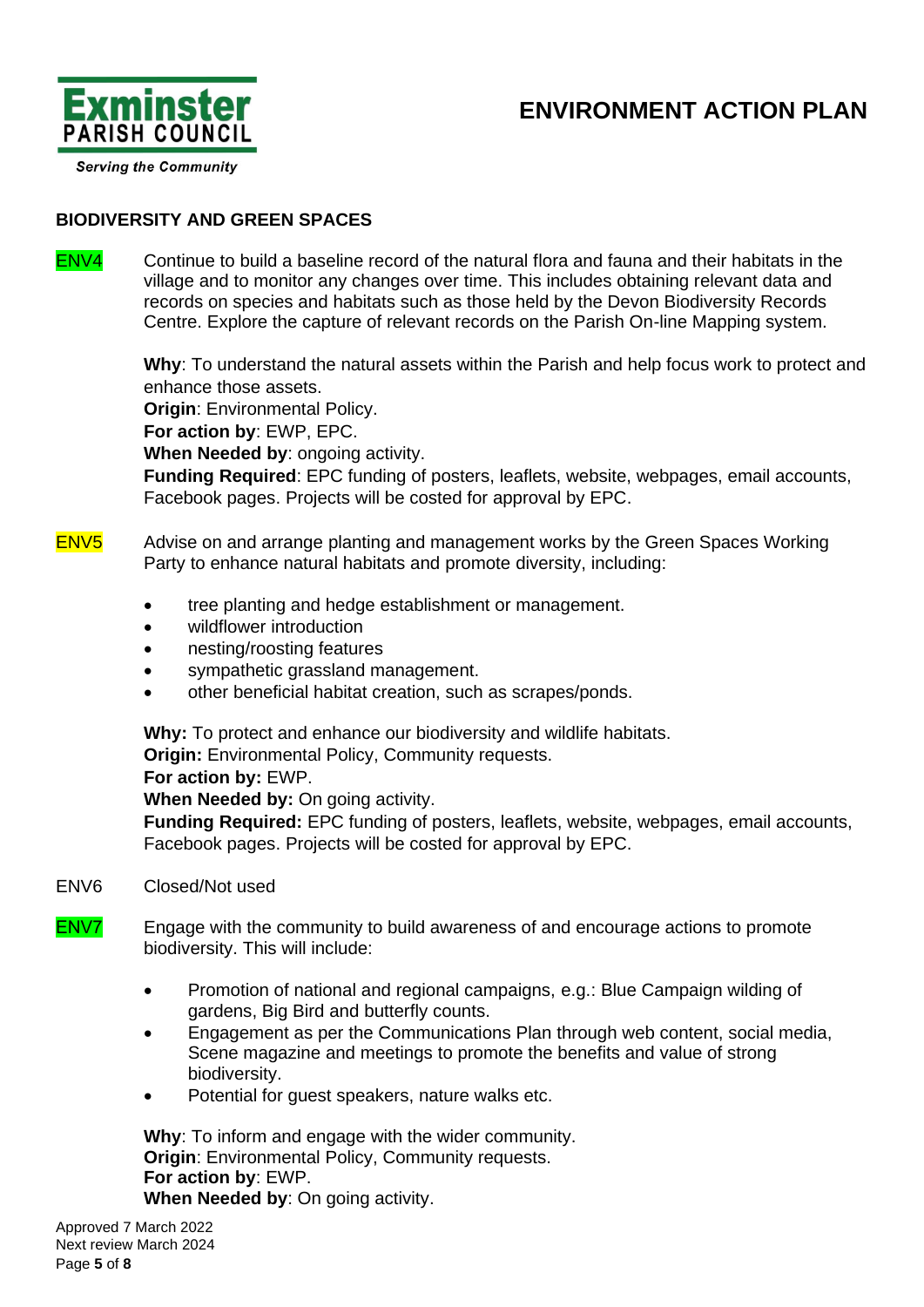# ENVIRONMENT ACTION PLAN

## BIODIVERSITY AND GREEN SPACES

**ENV4** Continue to build a baseline record of the natural flora and fauna and their habitats in the village and to monitor any changes over time. This includes obtaining relevant data and records on species and habitats such as those held by the Devon Biodiversity Records Centre. Explore the capture of relevant records on the Parish On-line Mapping system.

**Why**: To understand the natural assets within the Parish and help focus work to protect and enhance those assets.
**Origin**: Environmental Policy.
**For action by**: EWP, EPC.
**When Needed by**: ongoing activity.
**Funding Required**: EPC funding of posters, leaflets, website, webpages, email accounts, Facebook pages. Projects will be costed for approval by EPC.

**ENV5** Advise on and arrange planting and management works by the Green Spaces Working Party to enhance natural habitats and promote diversity, including:

- tree planting and hedge establishment or management.
- wildflower introduction
- nesting/roosting features
- sympathetic grassland management.
- other beneficial habitat creation, such as scrapes/ponds.

**Why:** To protect and enhance our biodiversity and wildlife habitats.
**Origin:** Environmental Policy, Community requests.
**For action by:** EWP.
**When Needed by:** On going activity.
**Funding Required:** EPC funding of posters, leaflets, website, webpages, email accounts, Facebook pages. Projects will be costed for approval by EPC.

ENV6 Closed/Not used

**ENV7** Engage with the community to build awareness of and encourage actions to promote biodiversity. This will include:

- Promotion of national and regional campaigns, e.g.: Blue Campaign wilding of gardens, Big Bird and butterfly counts.
- Engagement as per the Communications Plan through web content, social media, Scene magazine and meetings to promote the benefits and value of strong biodiversity.
- Potential for guest speakers, nature walks etc.

**Why**: To inform and engage with the wider community.
**Origin**: Environmental Policy, Community requests.
**For action by**: EWP.
**When Needed by**: On going activity.

Approved 7 March 2022
Next review March 2024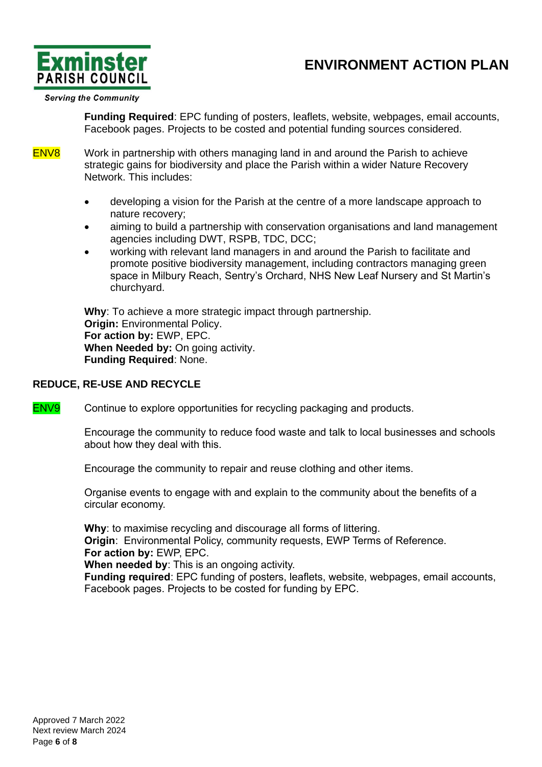**Funding Required**: EPC funding of posters, leaflets, website, webpages, email accounts, Facebook pages. Projects to be costed and potential funding sources considered.

ENV8 Work in partnership with others managing land in and around the Parish to achieve strategic gains for biodiversity and place the Parish within a wider Nature Recovery Network. This includes:

- developing a vision for the Parish at the centre of a more landscape approach to nature recovery;
- aiming to build a partnership with conservation organisations and land management agencies including DWT, RSPB, TDC, DCC;
- working with relevant land managers in and around the Parish to facilitate and promote positive biodiversity management, including contractors managing green space in Milbury Reach, Sentry's Orchard, NHS New Leaf Nursery and St Martin's churchyard.

**Why**: To achieve a more strategic impact through partnership.
**Origin:** Environmental Policy.
**For action by:** EWP, EPC.
**When Needed by:** On going activity.
**Funding Required**: None.

## REDUCE, RE-USE AND RECYCLE

ENV9 Continue to explore opportunities for recycling packaging and products.

Encourage the community to reduce food waste and talk to local businesses and schools about how they deal with this.

Encourage the community to repair and reuse clothing and other items.

Organise events to engage with and explain to the community about the benefits of a circular economy.

**Why**: to maximise recycling and discourage all forms of littering.
**Origin**: Environmental Policy, community requests, EWP Terms of Reference.
**For action by:** EWP, EPC.
**When needed by**: This is an ongoing activity.
**Funding required**: EPC funding of posters, leaflets, website, webpages, email accounts, Facebook pages. Projects to be costed for funding by EPC.

Approved 7 March 2022
Next review March 2024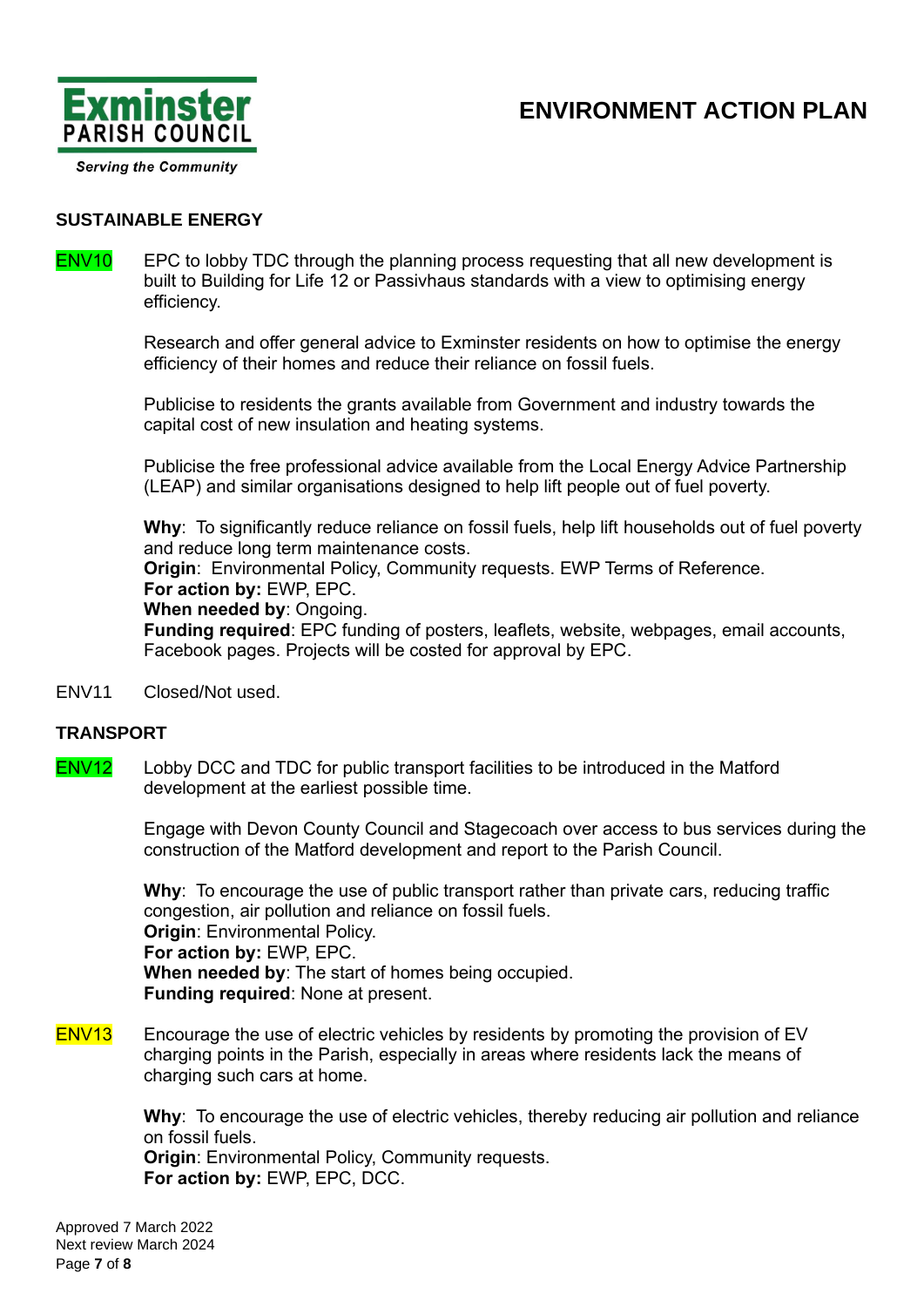# ENVIRONMENT ACTION PLAN

## SUSTAINABLE ENERGY

**ENV10** EPC to lobby TDC through the planning process requesting that all new development is built to Building for Life 12 or Passivhaus standards with a view to optimising energy efficiency.

Research and offer general advice to Exminster residents on how to optimise the energy efficiency of their homes and reduce their reliance on fossil fuels.

Publicise to residents the grants available from Government and industry towards the capital cost of new insulation and heating systems.

Publicise the free professional advice available from the Local Energy Advice Partnership (LEAP) and similar organisations designed to help lift people out of fuel poverty.

**Why**: To significantly reduce reliance on fossil fuels, help lift households out of fuel poverty and reduce long term maintenance costs.
**Origin**: Environmental Policy, Community requests. EWP Terms of Reference.
**For action by:** EWP, EPC.
**When needed by**: Ongoing.
**Funding required**: EPC funding of posters, leaflets, website, webpages, email accounts, Facebook pages. Projects will be costed for approval by EPC.

ENV11 Closed/Not used.

## TRANSPORT

**ENV12** Lobby DCC and TDC for public transport facilities to be introduced in the Matford development at the earliest possible time.

Engage with Devon County Council and Stagecoach over access to bus services during the construction of the Matford development and report to the Parish Council.

**Why**: To encourage the use of public transport rather than private cars, reducing traffic congestion, air pollution and reliance on fossil fuels.
**Origin**: Environmental Policy.
**For action by:** EWP, EPC.
**When needed by**: The start of homes being occupied.
**Funding required**: None at present.

**ENV13** Encourage the use of electric vehicles by residents by promoting the provision of EV charging points in the Parish, especially in areas where residents lack the means of charging such cars at home.

**Why**: To encourage the use of electric vehicles, thereby reducing air pollution and reliance on fossil fuels.
**Origin**: Environmental Policy, Community requests.
**For action by:** EWP, EPC, DCC.

Approved 7 March 2022
Next review March 2024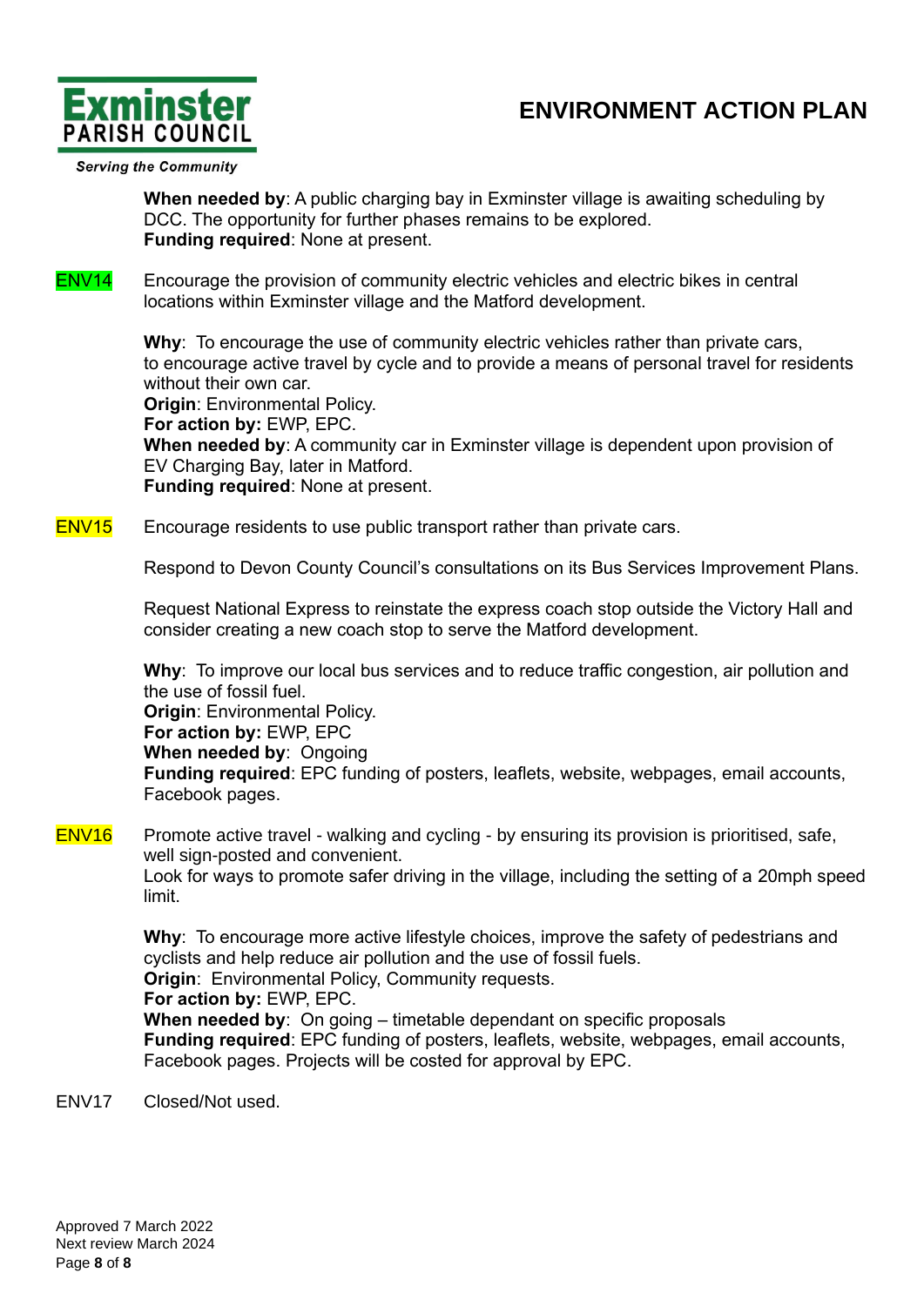**When needed by**: A public charging bay in Exminster village is awaiting scheduling by DCC. The opportunity for further phases remains to be explored.
**Funding required**: None at present.

ENV14 Encourage the provision of community electric vehicles and electric bikes in central locations within Exminster village and the Matford development.

**Why**: To encourage the use of community electric vehicles rather than private cars, to encourage active travel by cycle and to provide a means of personal travel for residents without their own car.
**Origin**: Environmental Policy.
**For action by:** EWP, EPC.
**When needed by**: A community car in Exminster village is dependent upon provision of EV Charging Bay, later in Matford.
**Funding required**: None at present.

ENV15 Encourage residents to use public transport rather than private cars.

Respond to Devon County Council's consultations on its Bus Services Improvement Plans.

Request National Express to reinstate the express coach stop outside the Victory Hall and consider creating a new coach stop to serve the Matford development.

**Why**: To improve our local bus services and to reduce traffic congestion, air pollution and the use of fossil fuel.
**Origin**: Environmental Policy.
**For action by:** EWP, EPC
**When needed by**: Ongoing
**Funding required**: EPC funding of posters, leaflets, website, webpages, email accounts, Facebook pages.

ENV16 Promote active travel - walking and cycling - by ensuring its provision is prioritised, safe, well sign-posted and convenient.
Look for ways to promote safer driving in the village, including the setting of a 20mph speed limit.

**Why**: To encourage more active lifestyle choices, improve the safety of pedestrians and cyclists and help reduce air pollution and the use of fossil fuels.
**Origin**: Environmental Policy, Community requests.
**For action by:** EWP, EPC.
**When needed by**: On going – timetable dependant on specific proposals
**Funding required**: EPC funding of posters, leaflets, website, webpages, email accounts, Facebook pages. Projects will be costed for approval by EPC.

ENV17 Closed/Not used.

Approved 7 March 2022
Next review March 2024